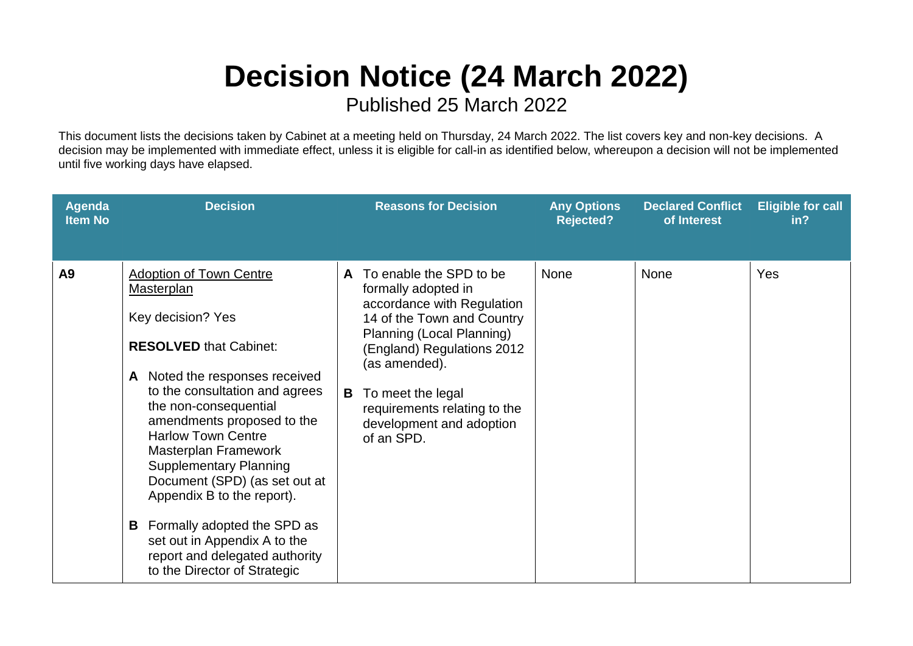# Decision Notice (24 March 2022)

Published 25 March 2022

This document lists the decisions taken by Cabinet at a meeting held on Thursday, 24 March 2022. The list covers key and non-key decisions. A decision may be implemented with immediate effect, unless it is eligible for call-in as identified below, whereupon a decision will not be implemented until five working days have elapsed.

| Agenda Item No | Decision | Reasons for Decision | Any Options Rejected? | Declared Conflict of Interest | Eligible for call in? |
|---|---|---|---|---|---|
| **A9** | Adoption of Town Centre Masterplan<br><br>Key decision? Yes<br><br>**RESOLVED** that Cabinet:<br><br>**A** Noted the responses received to the consultation and agrees the non-consequential amendments proposed to the Harlow Town Centre Masterplan Framework Supplementary Planning Document (SPD) (as set out at Appendix B to the report).<br><br>**B** Formally adopted the SPD as set out in Appendix A to the report and delegated authority to the Director of Strategic | **A** To enable the SPD to be formally adopted in accordance with Regulation 14 of the Town and Country Planning (Local Planning) (England) Regulations 2012 (as amended).<br><br>**B** To meet the legal requirements relating to the development and adoption of an SPD. | None | None | Yes |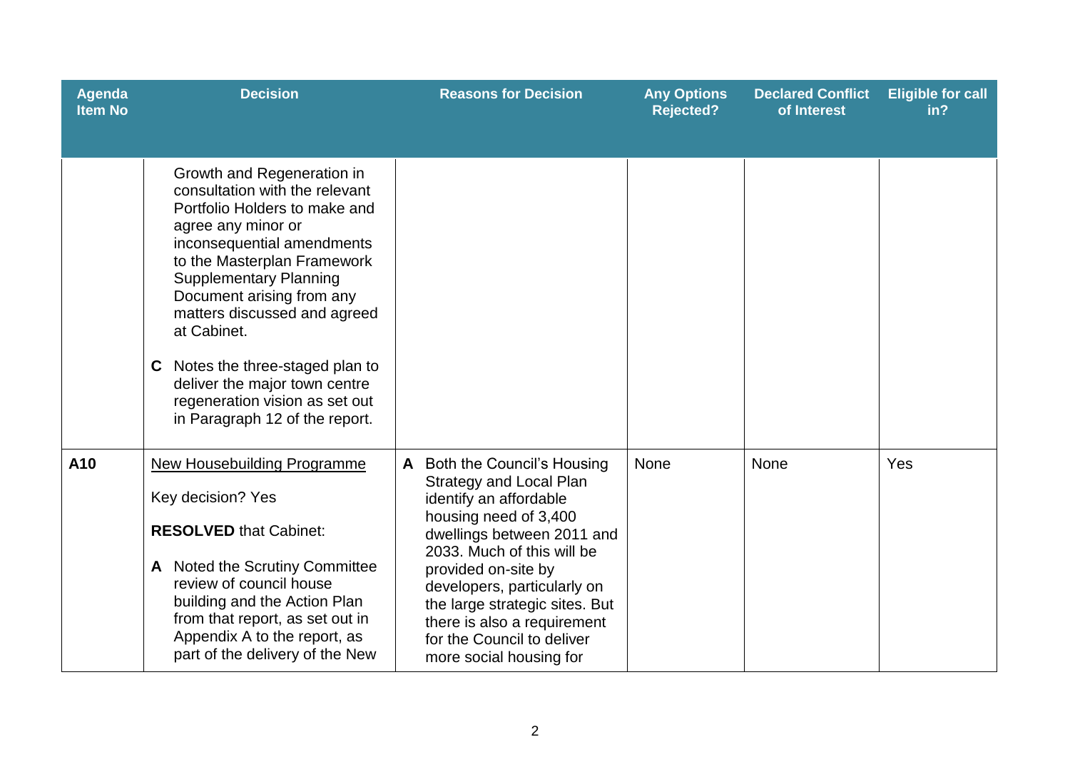| Agenda Item No | Decision | Reasons for Decision | Any Options Rejected? | Declared Conflict of Interest | Eligible for call in? |
|---|---|---|---|---|---|
| | Growth and Regeneration in consultation with the relevant Portfolio Holders to make and agree any minor or inconsequential amendments to the Masterplan Framework Supplementary Planning Document arising from any matters discussed and agreed at Cabinet.<br><br>**C** Notes the three-staged plan to deliver the major town centre regeneration vision as set out in Paragraph 12 of the report. | | | | |
| **A10** | New Housebuilding Programme<br><br>Key decision? Yes<br><br>**RESOLVED** that Cabinet:<br><br>**A** Noted the Scrutiny Committee review of council house building and the Action Plan from that report, as set out in Appendix A to the report, as part of the delivery of the New | **A** Both the Council's Housing Strategy and Local Plan identify an affordable housing need of 3,400 dwellings between 2011 and 2033. Much of this will be provided on-site by developers, particularly on the large strategic sites. But there is also a requirement for the Council to deliver more social housing for | None | None | Yes |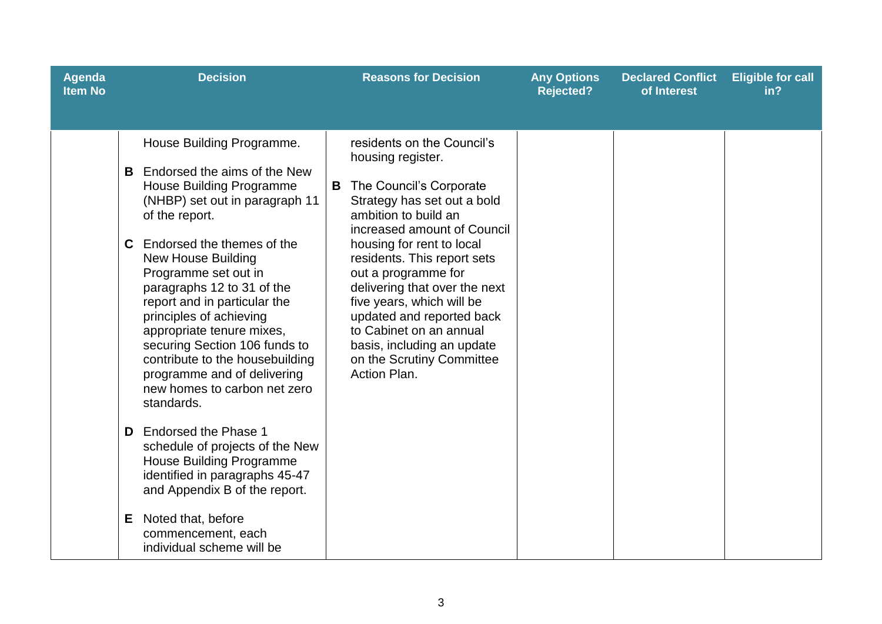| Agenda Item No | Decision | Reasons for Decision | Any Options Rejected? | Declared Conflict of Interest | Eligible for call in? |
|---|---|---|---|---|---|
| | House Building Programme.<br><br>**B** Endorsed the aims of the New House Building Programme (NHBP) set out in paragraph 11 of the report.<br><br>**C** Endorsed the themes of the New House Building Programme set out in paragraphs 12 to 31 of the report and in particular the principles of achieving appropriate tenure mixes, securing Section 106 funds to contribute to the housebuilding programme and of delivering new homes to carbon net zero standards.<br><br>**D** Endorsed the Phase 1 schedule of projects of the New House Building Programme identified in paragraphs 45-47 and Appendix B of the report.<br><br>**E** Noted that, before commencement, each individual scheme will be | residents on the Council's housing register.<br><br>**B** The Council's Corporate Strategy has set out a bold ambition to build an increased amount of Council housing for rent to local residents. This report sets out a programme for delivering that over the next five years, which will be updated and reported back to Cabinet on an annual basis, including an update on the Scrutiny Committee Action Plan. | | | |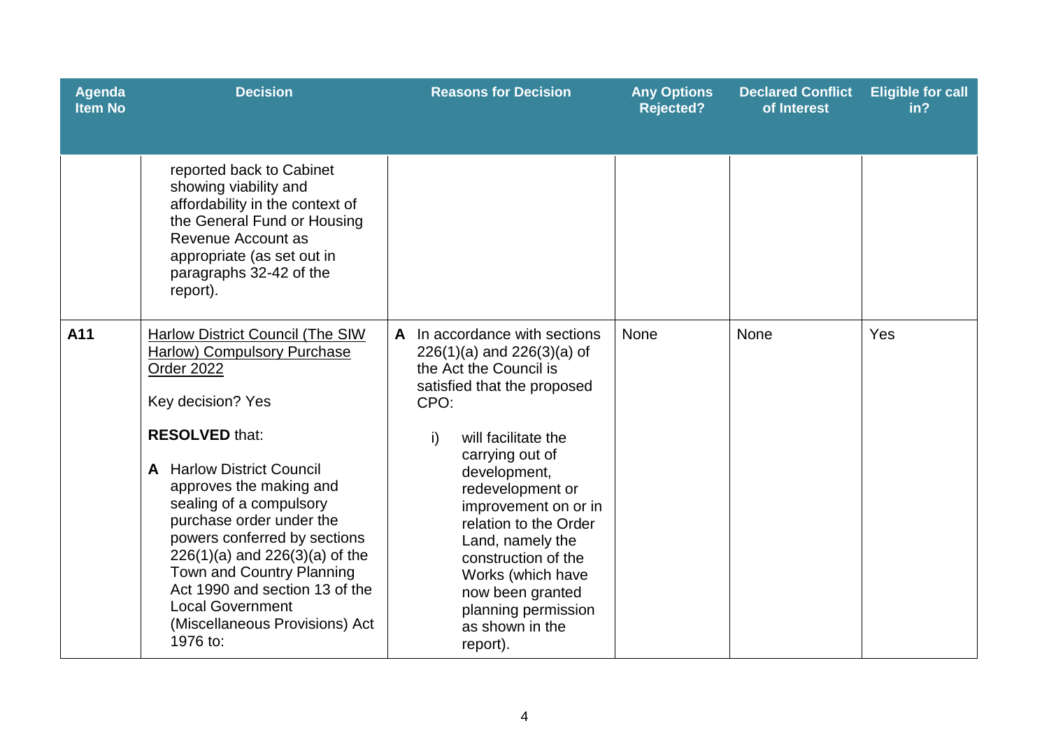| Agenda Item No | Decision | Reasons for Decision | Any Options Rejected? | Declared Conflict of Interest | Eligible for call in? |
|---|---|---|---|---|---|
| | reported back to Cabinet showing viability and affordability in the context of the General Fund or Housing Revenue Account as appropriate (as set out in paragraphs 32-42 of the report). | | | | |
| **A11** | Harlow District Council (The SIW Harlow) Compulsory Purchase Order 2022<br><br>Key decision? Yes<br><br>**RESOLVED** that:<br><br>**A** Harlow District Council approves the making and sealing of a compulsory purchase order under the powers conferred by sections 226(1)(a) and 226(3)(a) of the Town and Country Planning Act 1990 and section 13 of the Local Government (Miscellaneous Provisions) Act 1976 to: | **A** In accordance with sections 226(1)(a) and 226(3)(a) of the Act the Council is satisfied that the proposed CPO:<br><br>i) will facilitate the carrying out of development, redevelopment or improvement on or in relation to the Order Land, namely the construction of the Works (which have now been granted planning permission as shown in the report). | None | None | Yes |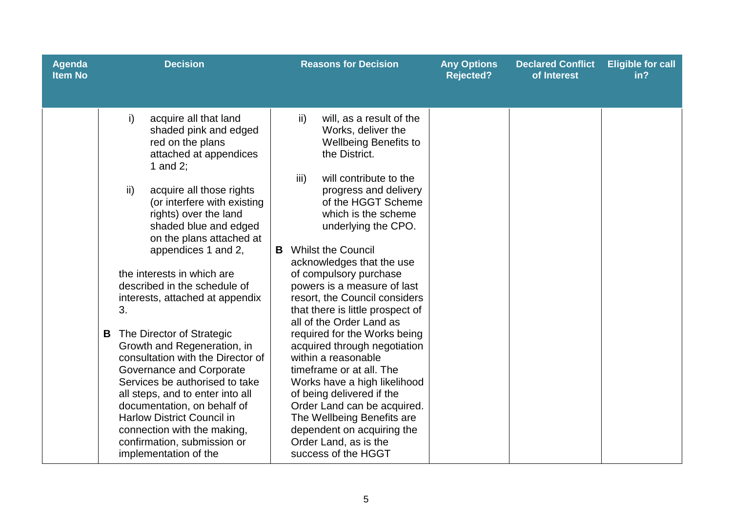| Agenda Item No | Decision | Reasons for Decision | Any Options Rejected? | Declared Conflict of Interest | Eligible for call in? |
|---|---|---|---|---|---|
| | i) acquire all that land shaded pink and edged red on the plans attached at appendices 1 and 2;<br><br>ii) acquire all those rights (or interfere with existing rights) over the land shaded blue and edged on the plans attached at appendices 1 and 2,<br><br>the interests in which are described in the schedule of interests, attached at appendix 3.<br><br>**B** The Director of Strategic Growth and Regeneration, in consultation with the Director of Governance and Corporate Services be authorised to take all steps, and to enter into all documentation, on behalf of Harlow District Council in connection with the making, confirmation, submission or implementation of the | ii) will, as a result of the Works, deliver the Wellbeing Benefits to the District.<br><br>iii) will contribute to the progress and delivery of the HGGT Scheme which is the scheme underlying the CPO.<br><br>**B** Whilst the Council acknowledges that the use of compulsory purchase powers is a measure of last resort, the Council considers that there is little prospect of all of the Order Land as required for the Works being acquired through negotiation within a reasonable timeframe or at all. The Works have a high likelihood of being delivered if the Order Land can be acquired. The Wellbeing Benefits are dependent on acquiring the Order Land, as is the success of the HGGT | | | |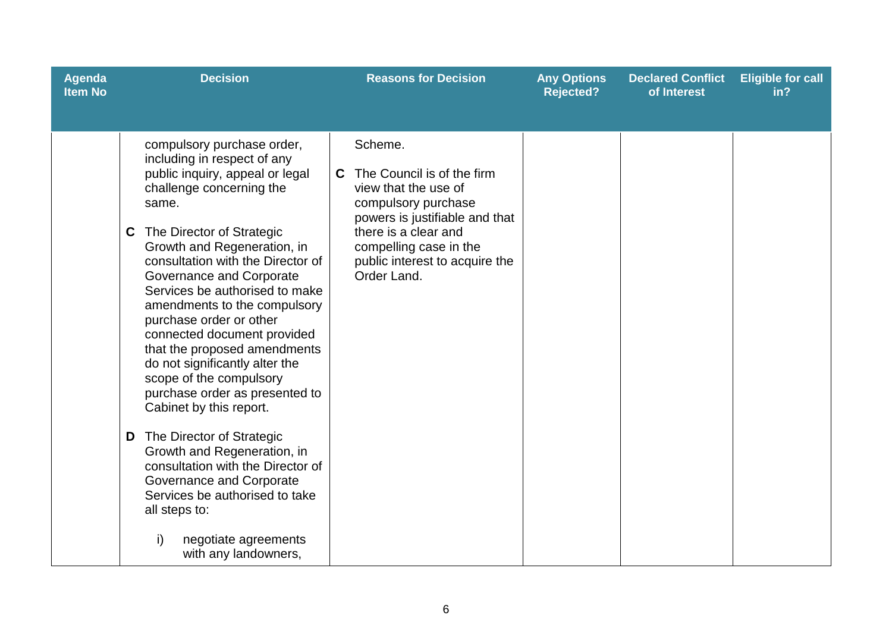| Agenda Item No | Decision | Reasons for Decision | Any Options Rejected? | Declared Conflict of Interest | Eligible for call in? |
|---|---|---|---|---|---|
| | compulsory purchase order, including in respect of any public inquiry, appeal or legal challenge concerning the same.<br><br>**C** The Director of Strategic Growth and Regeneration, in consultation with the Director of Governance and Corporate Services be authorised to make amendments to the compulsory purchase order or other connected document provided that the proposed amendments do not significantly alter the scope of the compulsory purchase order as presented to Cabinet by this report.<br><br>**D** The Director of Strategic Growth and Regeneration, in consultation with the Director of Governance and Corporate Services be authorised to take all steps to:<br><br>i) negotiate agreements with any landowners, | Scheme.<br><br>**C** The Council is of the firm view that the use of compulsory purchase powers is justifiable and that there is a clear and compelling case in the public interest to acquire the Order Land. | | | |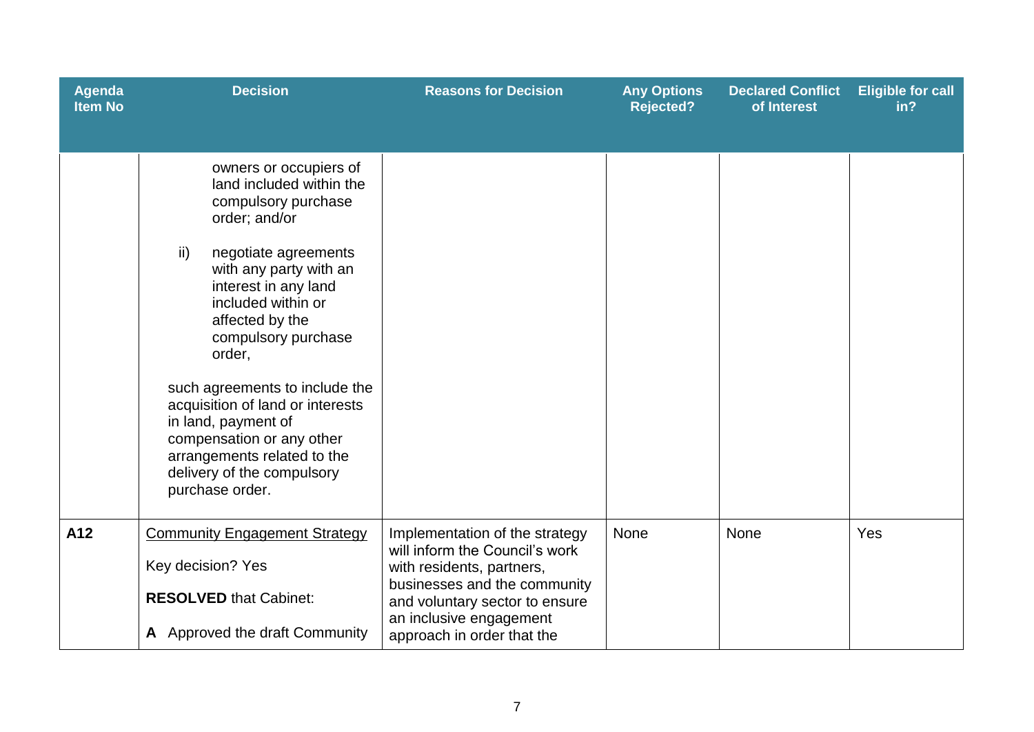| Agenda Item No | Decision | Reasons for Decision | Any Options Rejected? | Declared Conflict of Interest | Eligible for call in? |
|---|---|---|---|---|---|
| | owners or occupiers of land included within the compulsory purchase order; and/or<br><br>ii) negotiate agreements with any party with an interest in any land included within or affected by the compulsory purchase order,<br><br>such agreements to include the acquisition of land or interests in land, payment of compensation or any other arrangements related to the delivery of the compulsory purchase order. | | | | |
| **A12** | <u>Community Engagement Strategy</u><br><br>Key decision? Yes<br><br>**RESOLVED** that Cabinet:<br><br>**A** Approved the draft Community | Implementation of the strategy will inform the Council's work with residents, partners, businesses and the community and voluntary sector to ensure an inclusive engagement approach in order that the | None | None | Yes |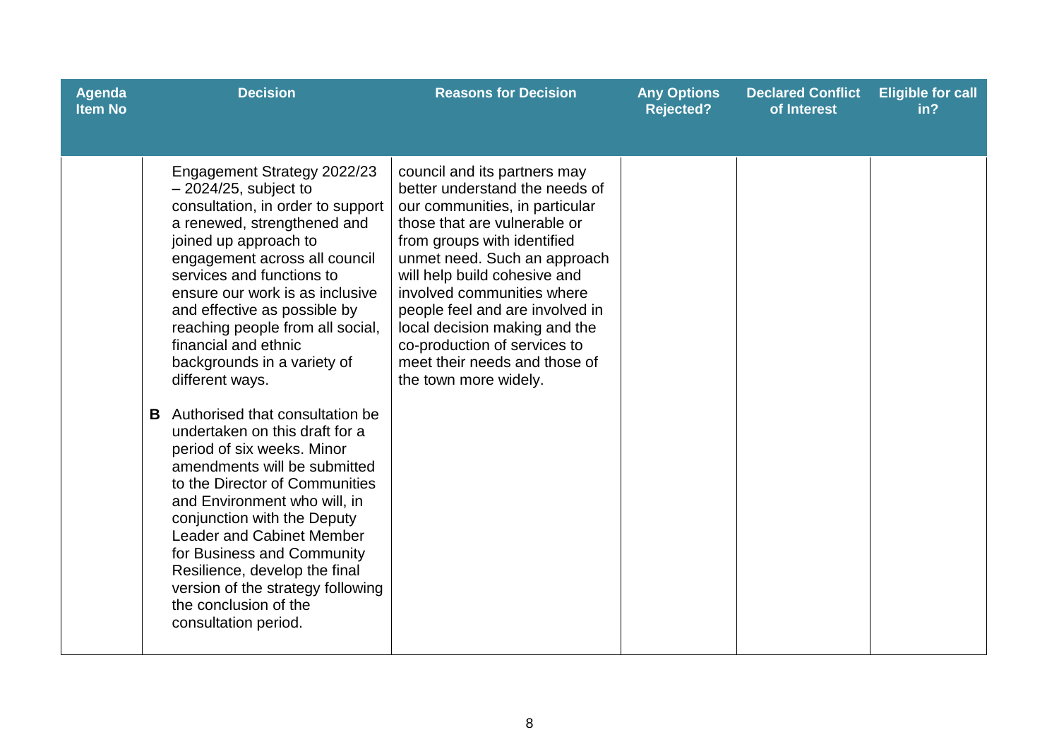| Agenda Item No | Decision | Reasons for Decision | Any Options Rejected? | Declared Conflict of Interest | Eligible for call in? |
|---|---|---|---|---|---|
| | Engagement Strategy 2022/23 – 2024/25, subject to consultation, in order to support a renewed, strengthened and joined up approach to engagement across all council services and functions to ensure our work is as inclusive and effective as possible by reaching people from all social, financial and ethnic backgrounds in a variety of different ways.<br><br>**B** Authorised that consultation be undertaken on this draft for a period of six weeks. Minor amendments will be submitted to the Director of Communities and Environment who will, in conjunction with the Deputy Leader and Cabinet Member for Business and Community Resilience, develop the final version of the strategy following the conclusion of the consultation period. | council and its partners may better understand the needs of our communities, in particular those that are vulnerable or from groups with identified unmet need. Such an approach will help build cohesive and involved communities where people feel and are involved in local decision making and the co-production of services to meet their needs and those of the town more widely. | | | |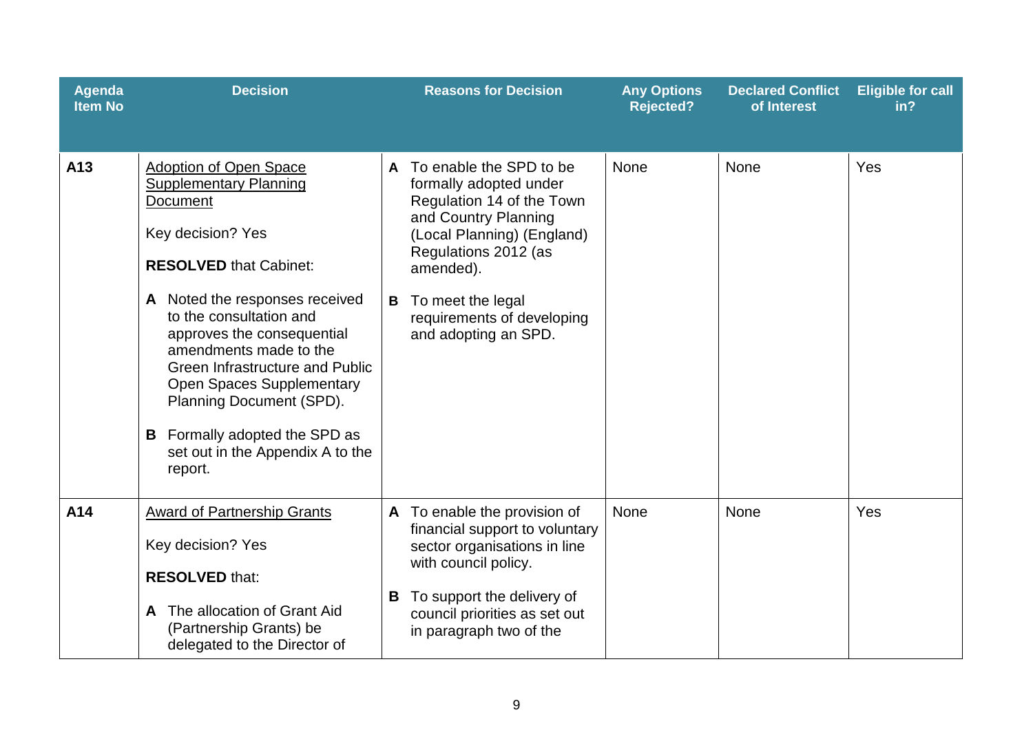| Agenda Item No | Decision | Reasons for Decision | Any Options Rejected? | Declared Conflict of Interest | Eligible for call in? |
|---|---|---|---|---|---|
| **A13** | <u>Adoption of Open Space Supplementary Planning Document</u><br><br>Key decision? Yes<br><br>**RESOLVED** that Cabinet:<br><br>**A** Noted the responses received to the consultation and approves the consequential amendments made to the Green Infrastructure and Public Open Spaces Supplementary Planning Document (SPD).<br><br>**B** Formally adopted the SPD as set out in the Appendix A to the report. | **A** To enable the SPD to be formally adopted under Regulation 14 of the Town and Country Planning (Local Planning) (England) Regulations 2012 (as amended).<br><br>**B** To meet the legal requirements of developing and adopting an SPD. | None | None | Yes |
| **A14** | <u>Award of Partnership Grants</u><br><br>Key decision? Yes<br><br>**RESOLVED** that:<br><br>**A** The allocation of Grant Aid (Partnership Grants) be delegated to the Director of | **A** To enable the provision of financial support to voluntary sector organisations in line with council policy.<br><br>**B** To support the delivery of council priorities as set out in paragraph two of the | None | None | Yes |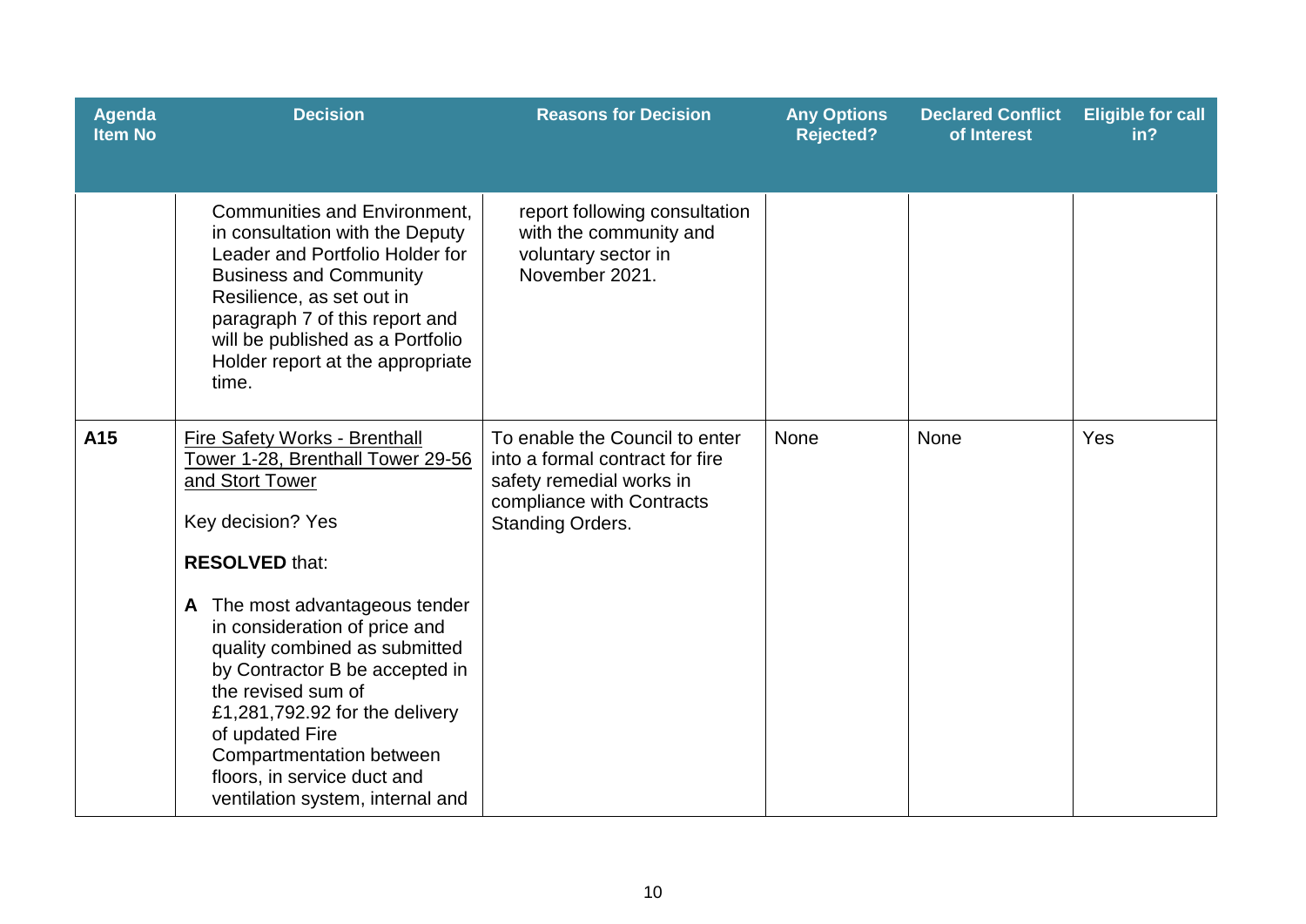| Agenda Item No | Decision | Reasons for Decision | Any Options Rejected? | Declared Conflict of Interest | Eligible for call in? |
|---|---|---|---|---|---|
| | Communities and Environment, in consultation with the Deputy Leader and Portfolio Holder for Business and Community Resilience, as set out in paragraph 7 of this report and will be published as a Portfolio Holder report at the appropriate time. | report following consultation with the community and voluntary sector in November 2021. | | | |
| A15 | <u>Fire Safety Works - Brenthall Tower 1-28, Brenthall Tower 29-56 and Stort Tower</u><br><br>Key decision? Yes<br><br>**RESOLVED** that:<br><br>**A** The most advantageous tender in consideration of price and quality combined as submitted by Contractor B be accepted in the revised sum of £1,281,792.92 for the delivery of updated Fire Compartmentation between floors, in service duct and ventilation system, internal and | To enable the Council to enter into a formal contract for fire safety remedial works in compliance with Contracts Standing Orders. | None | None | Yes |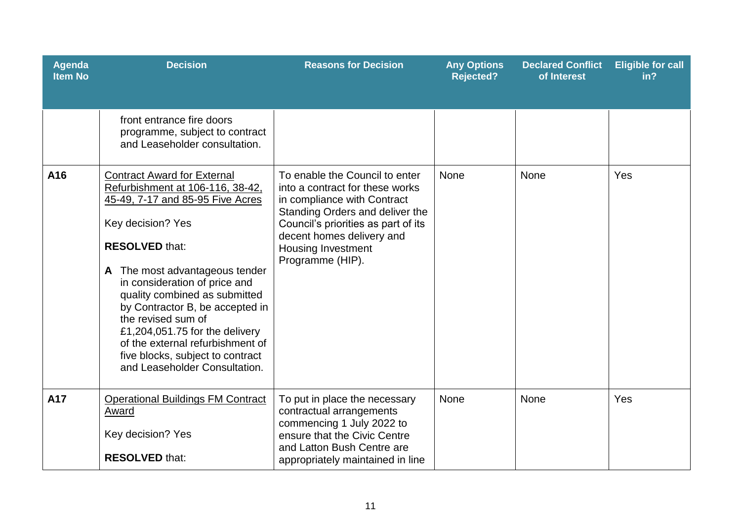| Agenda Item No | Decision | Reasons for Decision | Any Options Rejected? | Declared Conflict of Interest | Eligible for call in? |
|---|---|---|---|---|---|
| | front entrance fire doors programme, subject to contract and Leaseholder consultation. | | | | |
| **A16** | Contract Award for External Refurbishment at 106-116, 38-42, 45-49, 7-17 and 85-95 Five Acres<br><br>Key decision? Yes<br><br>**RESOLVED** that:<br><br>**A** The most advantageous tender in consideration of price and quality combined as submitted by Contractor B, be accepted in the revised sum of £1,204,051.75 for the delivery of the external refurbishment of five blocks, subject to contract and Leaseholder Consultation. | To enable the Council to enter into a contract for these works in compliance with Contract Standing Orders and deliver the Council's priorities as part of its decent homes delivery and Housing Investment Programme (HIP). | None | None | Yes |
| **A17** | Operational Buildings FM Contract Award<br><br>Key decision? Yes<br><br>**RESOLVED** that: | To put in place the necessary contractual arrangements commencing 1 July 2022 to ensure that the Civic Centre and Latton Bush Centre are appropriately maintained in line | None | None | Yes |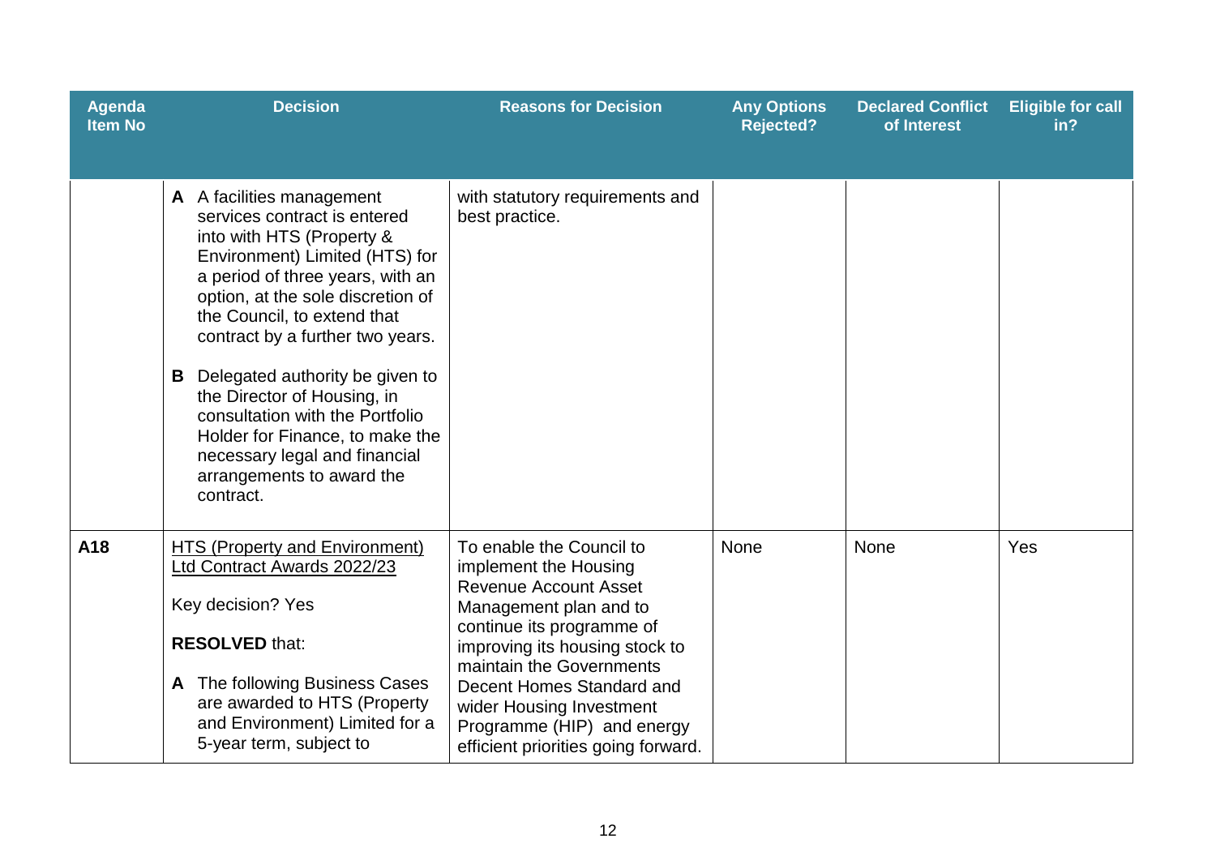| Agenda Item No | Decision | Reasons for Decision | Any Options Rejected? | Declared Conflict of Interest | Eligible for call in? |
|---|---|---|---|---|---|
| | **A** A facilities management services contract is entered into with HTS (Property & Environment) Limited (HTS) for a period of three years, with an option, at the sole discretion of the Council, to extend that contract by a further two years.<br><br>**B** Delegated authority be given to the Director of Housing, in consultation with the Portfolio Holder for Finance, to make the necessary legal and financial arrangements to award the contract. | with statutory requirements and best practice. | | | |
| **A18** | <u>HTS (Property and Environment) Ltd Contract Awards 2022/23</u><br><br>Key decision? Yes<br><br>**RESOLVED** that:<br><br>**A** The following Business Cases are awarded to HTS (Property and Environment) Limited for a 5-year term, subject to | To enable the Council to implement the Housing Revenue Account Asset Management plan and to continue its programme of improving its housing stock to maintain the Governments Decent Homes Standard and wider Housing Investment Programme (HIP) and energy efficient priorities going forward. | None | None | Yes |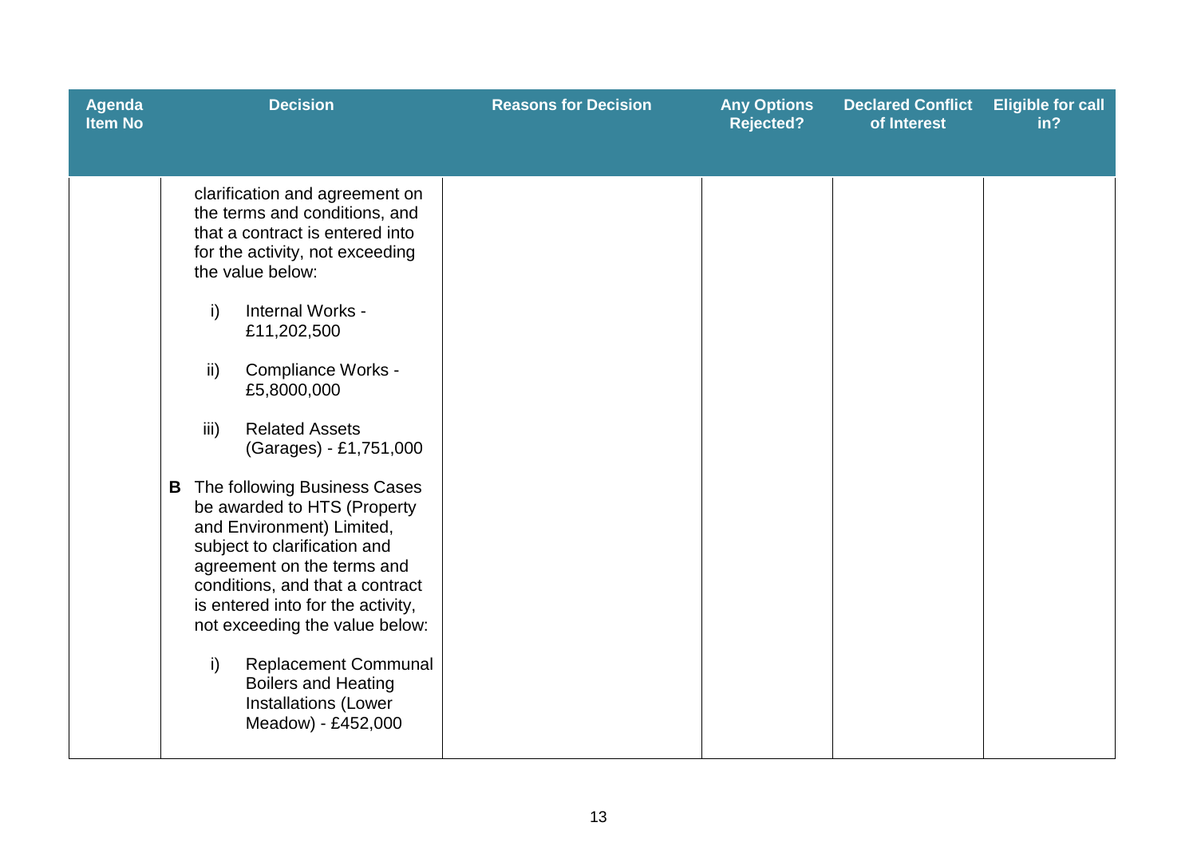| Agenda Item No | Decision | Reasons for Decision | Any Options Rejected? | Declared Conflict of Interest | Eligible for call in? |
|---|---|---|---|---|---|
| | clarification and agreement on the terms and conditions, and that a contract is entered into for the activity, not exceeding the value below:<br><br>i) Internal Works - £11,202,500<br><br>ii) Compliance Works - £5,8000,000<br><br>iii) Related Assets (Garages) - £1,751,000<br><br>**B** The following Business Cases be awarded to HTS (Property and Environment) Limited, subject to clarification and agreement on the terms and conditions, and that a contract is entered into for the activity, not exceeding the value below:<br><br>i) Replacement Communal Boilers and Heating Installations (Lower Meadow) - £452,000 | | | | |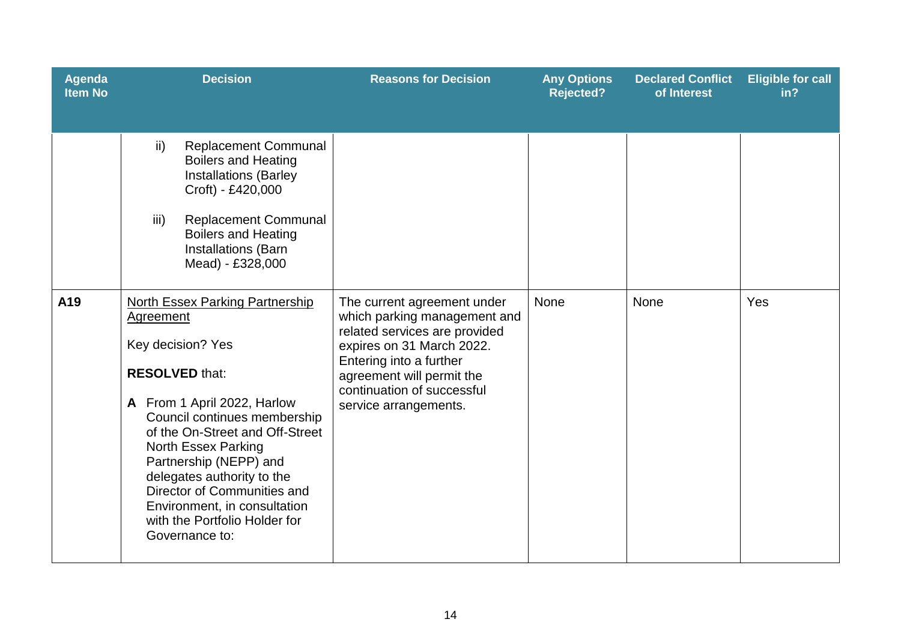| Agenda Item No | Decision | Reasons for Decision | Any Options Rejected? | Declared Conflict of Interest | Eligible for call in? |
|---|---|---|---|---|---|
| | ii) Replacement Communal Boilers and Heating Installations (Barley Croft) - £420,000<br><br>iii) Replacement Communal Boilers and Heating Installations (Barn Mead) - £328,000 | | | | |
| **A19** | North Essex Parking Partnership Agreement<br><br>Key decision? Yes<br><br>**RESOLVED** that:<br><br>**A** From 1 April 2022, Harlow Council continues membership of the On-Street and Off-Street North Essex Parking Partnership (NEPP) and delegates authority to the Director of Communities and Environment, in consultation with the Portfolio Holder for Governance to: | The current agreement under which parking management and related services are provided expires on 31 March 2022. Entering into a further agreement will permit the continuation of successful service arrangements. | None | None | Yes |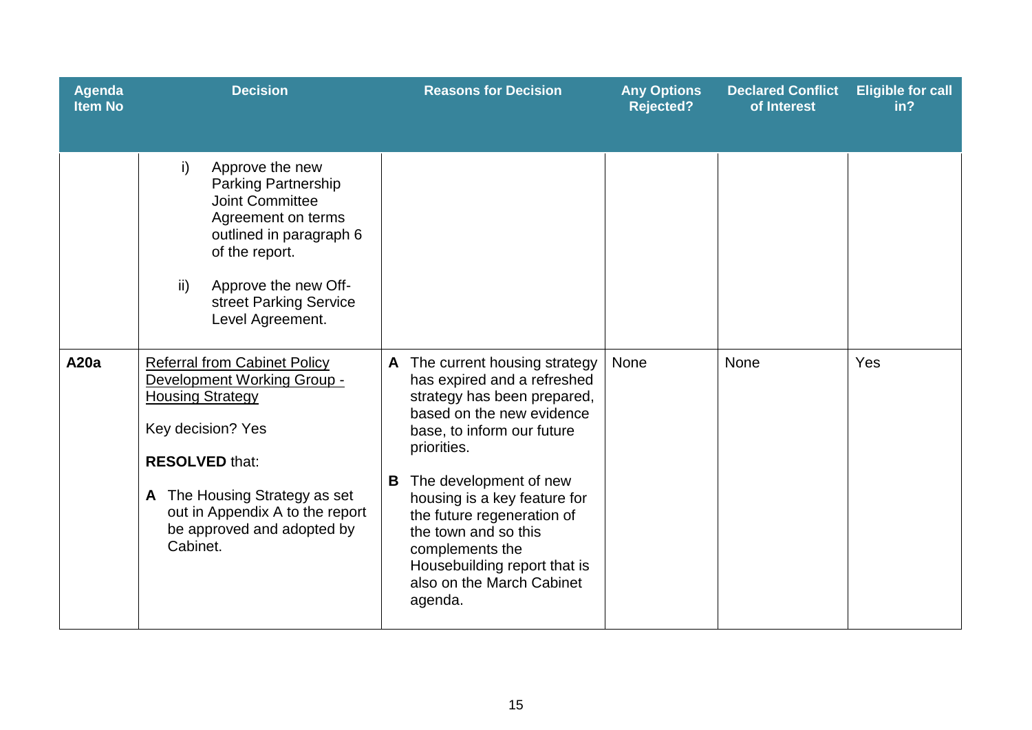| Agenda Item No | Decision | Reasons for Decision | Any Options Rejected? | Declared Conflict of Interest | Eligible for call in? |
|---|---|---|---|---|---|
| | i) Approve the new Parking Partnership Joint Committee Agreement on terms outlined in paragraph 6 of the report.<br><br>ii) Approve the new Off-street Parking Service Level Agreement. | | | | |
| **A20a** | <u>Referral from Cabinet Policy Development Working Group - Housing Strategy</u><br><br>Key decision? Yes<br><br>**RESOLVED** that:<br><br>**A** The Housing Strategy as set out in Appendix A to the report be approved and adopted by Cabinet. | **A** The current housing strategy has expired and a refreshed strategy has been prepared, based on the new evidence base, to inform our future priorities.<br><br>**B** The development of new housing is a key feature for the future regeneration of the town and so this complements the Housebuilding report that is also on the March Cabinet agenda. | None | None | Yes |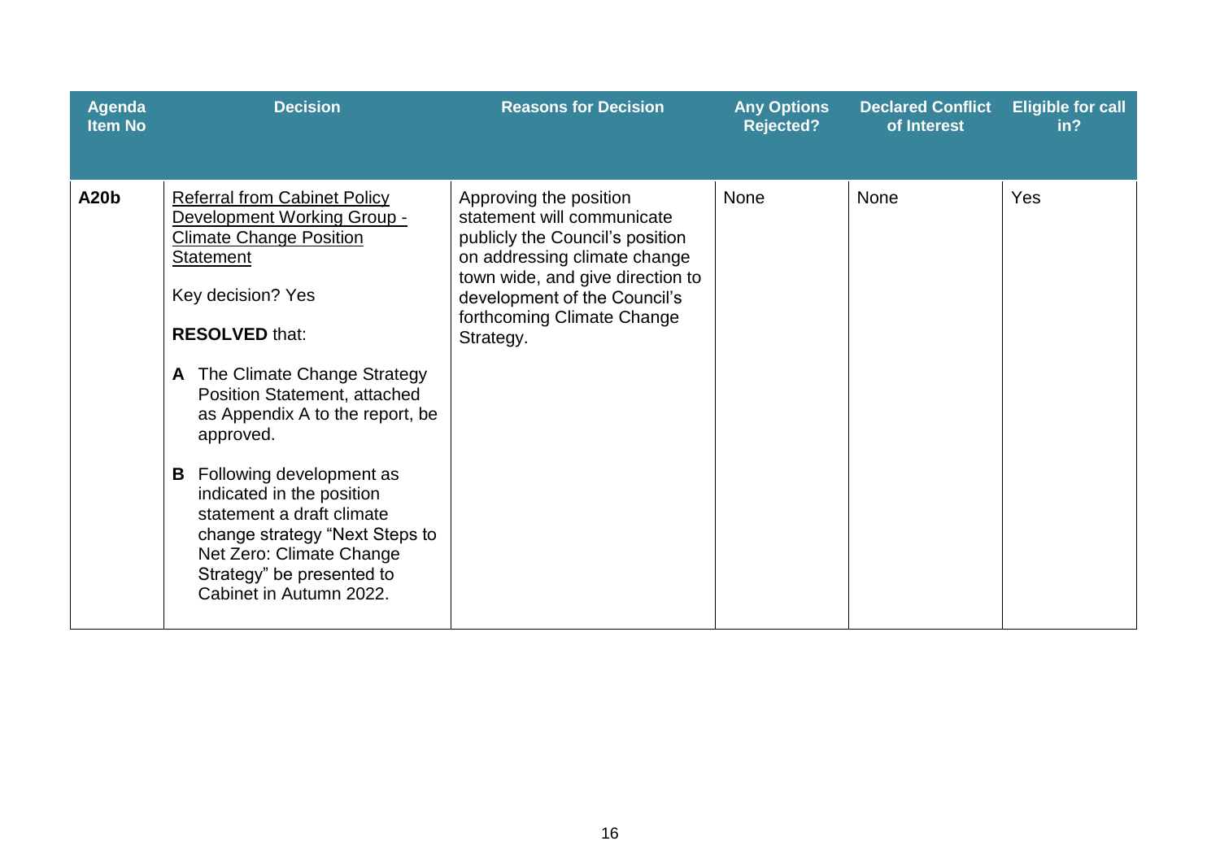| Agenda Item No | Decision | Reasons for Decision | Any Options Rejected? | Declared Conflict of Interest | Eligible for call in? |
|---|---|---|---|---|---|
| **A20b** | <u>Referral from Cabinet Policy Development Working Group - Climate Change Position Statement</u><br><br>Key decision? Yes<br><br>**RESOLVED** that:<br><br>**A** The Climate Change Strategy Position Statement, attached as Appendix A to the report, be approved.<br><br>**B** Following development as indicated in the position statement a draft climate change strategy "Next Steps to Net Zero: Climate Change Strategy" be presented to Cabinet in Autumn 2022. | Approving the position statement will communicate publicly the Council's position on addressing climate change town wide, and give direction to development of the Council's forthcoming Climate Change Strategy. | None | None | Yes |